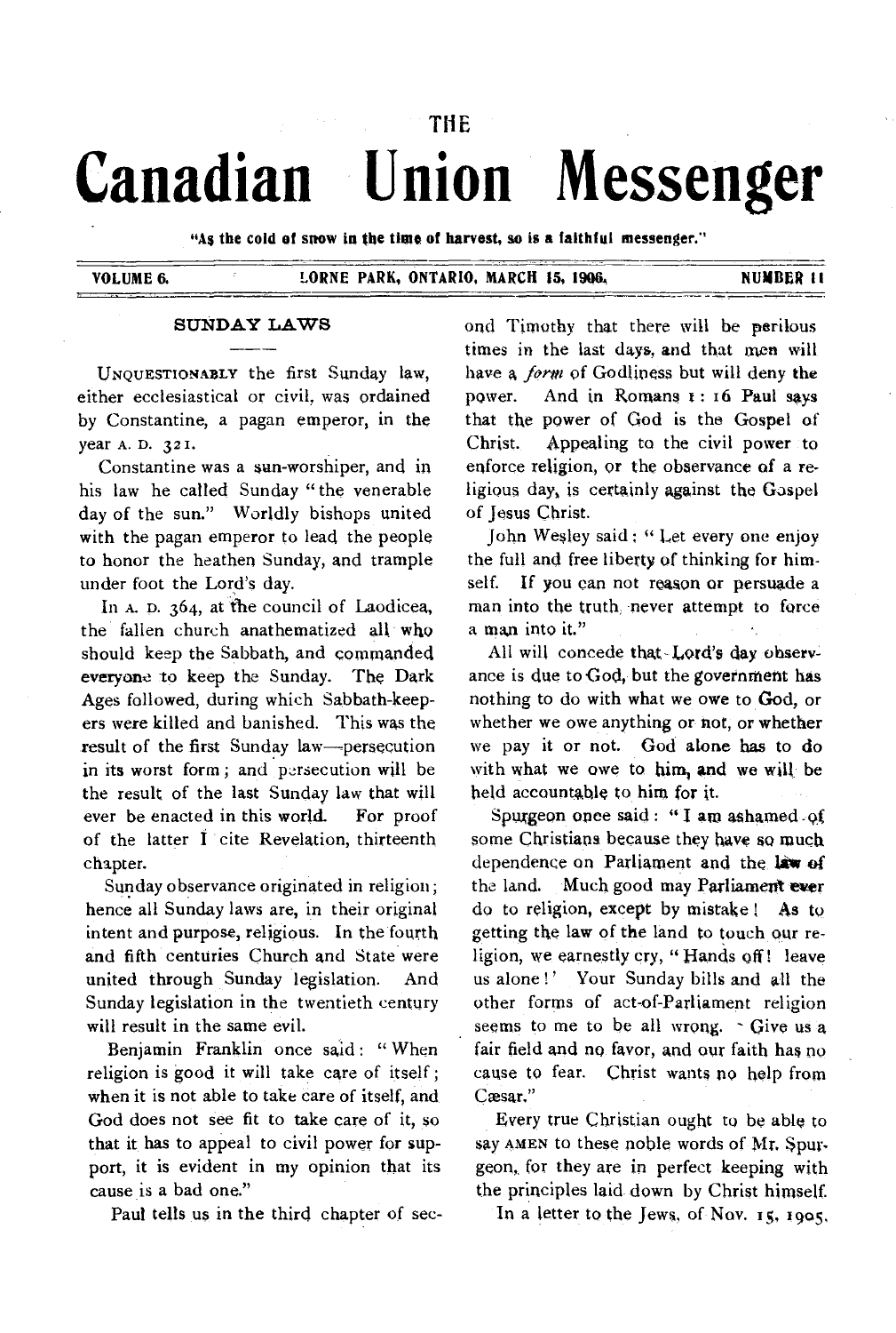# THE Canadian Union Messenger

"As the cold of snow in the time of harvest, so is a faithful messenger."

VOLUME 6. LORNE PARK, ONTARIO, MARCH 15, 1906. NUMBER 11

## SUNDAY LAWS

UNQUESTIONABLY the first Sunday law, either ecclesiastical or civil, was ordained by Constantine, a pagan emperor, in the year A. D. 321.

Constantine was a sun-worshiper, and in his law he called Sunday "the venerable day of the sun." Worldly bishops united with the pagan emperor to lead the people to honor the heathen Sunday, and trample under foot the Lord's day.

In A. D. 364, at the council of Laodicea, the fallen church anathematized all who should keep the Sabbath, and commanded everyone to keep the Sunday. The Dark Ages followed, during which Sabbath-keepers were killed and banished. This was the result of the first Sunday law—persecution in its worst form; and persecution will be the result of the last Sunday law that will ever be enacted in this world. For proof of the latter I cite Revelation, thirteenth chapter.

Sunday observance originated in religion; hence all Sunday laws are, in their original intent and purpose, religious. In the fourth and fifth centuries Church and State were united through Sunday legislation. And Sunday legislation in the twentieth century will result in the same evil.

Benjamin Franklin once said: "When religion is good it will take care of itself; when it is not able to take care of itself, and God does not see fit to take care of it, so that it has to appeal to civil power for support, it is evident in my opinion that its cause is a bad one."

Paul tells us in the third chapter of second Timothy that there will be perilous times in the last days, and that men will have a *form* of Godliness but will deny the power. And in Romans 1: 16 Paul says that the power of God is the Gospel of Christ. Appealing to the civil power to enforce religion, or the observance of a religious day, is certainly against the Gospel of Jesus Christ.

John Wesley said: "Let every one enjoy the full and free liberty of thinking for himself. If you can not reason or persuade a man into the truth, never attempt to force a man into it."

All will concede that Lord's day observance is due to God, but the government has nothing to do with what we owe to God, or whether we owe anything or not, or whether we pay it or not. God alone has to do with what we owe to him, and we will be held accountable to him for it.

Spurgeon once said: "I am ashamed of some Christians because they have so much dependence on Parliament and the law of the land. Much good may Parliament ever do to religion, except by mistake! As to getting the law of the land to touch our religion, we earnestly cry, "Hands off! leave us alone!' Your Sunday bills and all the other forms of act-of-Parliament religion seems to me to be all wrong. Give us a fair field and no favor, and our faith has no cause to fear. Christ wants no help from Cæsar."

Every true Christian ought to be able to say AMEN to these noble words of Mr. Spurgeon, for they are in perfect keeping with the principles laid down by Christ himself.

In a letter to the Jews, of Nov. 15, 1905,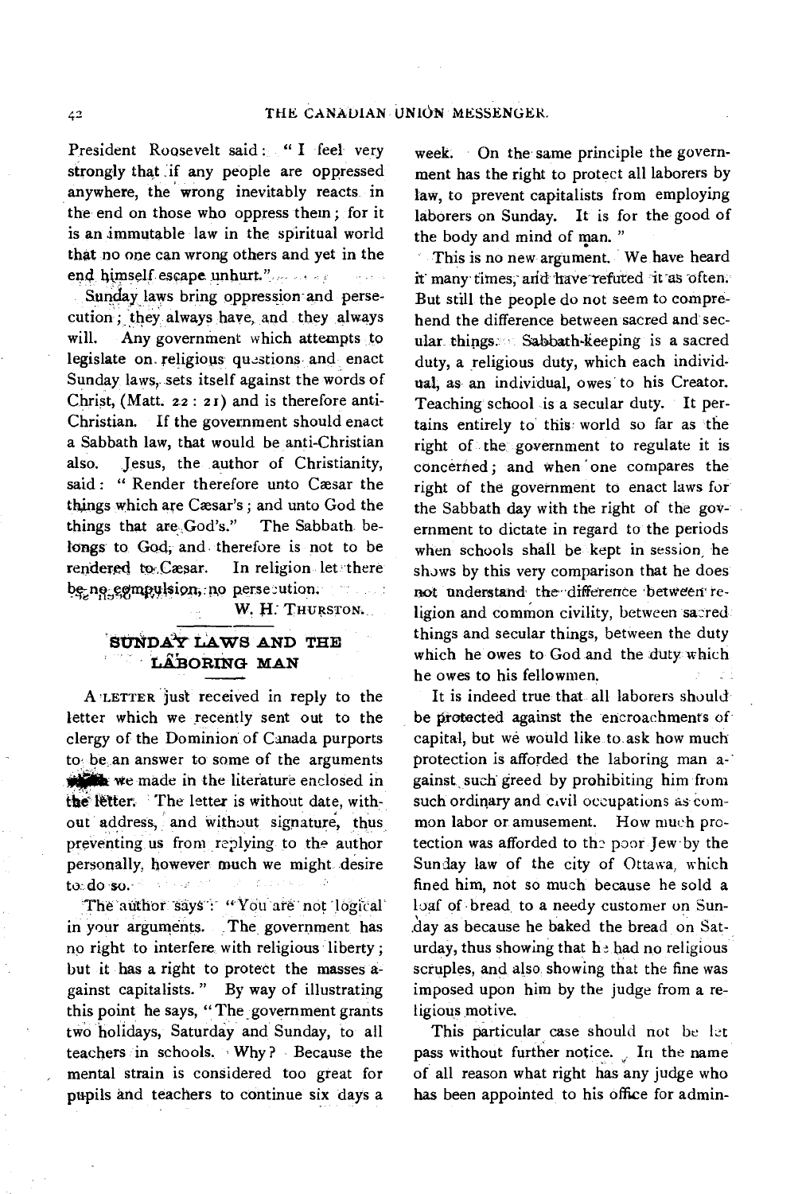President Roosevelt said: "I feel very strongly that if any people are oppressed anywhere, the wrong inevitably reacts in the end on those who oppress them; for it is an immutable law in the spiritual world that no one can wrong others and yet in the end himself escape unhurt."

Sunday laws bring oppression and persecution; they always have, and they always will. Any government which attempts to legislate on religious questions and enact Sunday laws, sets itself against the words of Christ, (Matt. 22 : 21) and is therefore anti-Christian. If the government should enact a Sabbath law, that would be anti-Christian also. Jesus, the author of Christianity, said: "Render therefore unto Cæsar the things which are Cæsar's; and unto God the things that are God's." The Sabbath belongs to God, and therefore is not to be rendered to Cæsar. In religion let there be no compulsion, no persecution.

W. H. THURSTON.

## SUNDAY LAWS AND THE LABORING MAN

A LETTER just received in reply to the letter which we recently sent out to the clergy of the Dominion of Canada purports to be an answer to some of the arguments which we made in the literature enclosed in the letter. The letter is without date, without address, and without signature, thus preventing us from replying to the author personally, however much we might desire to do so.

The author says: "You are not logical in your arguments. The government has no right to interfere with religious liberty; but it has a right to protect the masses against capitalists." By way of illustrating this point he says, "The government grants two holidays, Saturday and Sunday, to all teachers in schools. Why? Because the mental strain is considered too great for pupils and teachers to continue six days a week. On the same principle the government has the right to protect all laborers by law, to prevent capitalists from employing laborers on Sunday. It is for the good of the body and mind of man."

This is no new argument. We have heard it many times, and have refuted it as often. But still the people do not seem to comprehend the difference between sacred and secular things. Sabbath-keeping is a sacred duty, a religious duty, which each individual, as an individual, owes to his Creator. Teaching school is a secular duty. It pertains entirely to this world so far as the right of the government to regulate it is concerned; and when one compares the right of the government to enact laws for the Sabbath day with the right of the government to dictate in regard to the periods when schools shall be kept in session, he shows by this very comparison that he does not understand the difference between religion and common civility, between sacred things and secular things, between the duty which he owes to God and the duty which he owes to his fellowmen.

It is indeed true that all laborers should be protected against the encroachments of capital, but we would like to ask how much protection is afforded the laboring man against such greed by prohibiting him from such ordinary and civil occupations as common labor or amusement. How much protection was afforded to the poor Jew by the Sunday law of the city of Ottawa, which fined him, not so much because he sold a loaf of bread to a needy customer on Sunday as because he baked the bread on Saturday, thus showing that he had no religious scruples, and also showing that the fine was imposed upon him by the judge from a religious motive.

This particular case should not be let pass without further notice. In the name of all reason what right has any judge who has been appointed to his office for admin-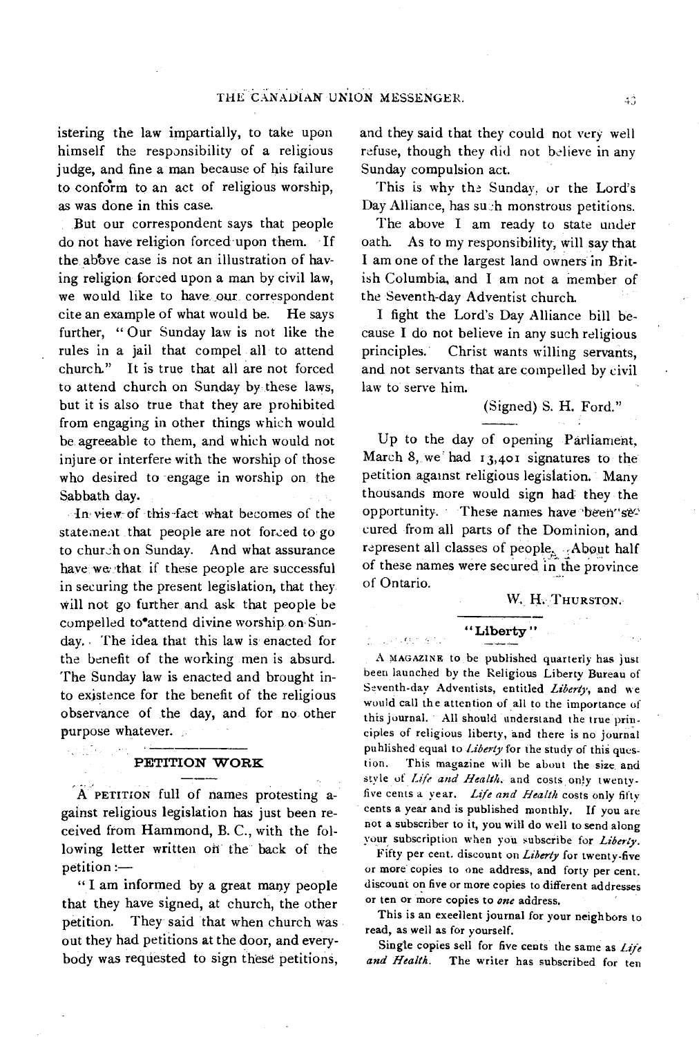istering the law impartially, to take upon himself the responsibility of a religious judge, and fine a man because of his failure to conform to an act of religious worship, as was done in this case.

But our correspondent says that people do not have religion forced upon them. If the above case is not an illustration of having religion forced upon a man by civil law, we would like to have our correspondent cite an example of what would be. He says further, "Our Sunday law is not like the rules in a jail that compel all to attend church." It is true that all are not forced to attend church on Sunday by these laws, but it is also true that they are prohibited from engaging in other things which would be agreeable to them, and which would not injure or interfere with the worship of those who desired to engage in worship on the Sabbath day.

In view of this fact what becomes of the statement that people are not forced to go to church on Sunday. And what assurance have we that if these people are successful in securing the present legislation, that they will not go further and ask that people be compelled to attend divine worship on Sunday. The idea that this law is enacted for the benefit of the working men is absurd. The Sunday law is enacted and brought into existence for the benefit of the religious observance of the day, and for no other purpose whatever.

## PETITION WORK

A PETITION full of names protesting against religious legislation has just been received from Hammond, B. C., with the following letter written on the back of the petition:—

"I am informed by a great many people that they have signed, at church, the other petition. They said that when church was out they had petitions at the door, and everybody was requested to sign these petitions, and they said that they could not very well refuse, though they did not believe in any Sunday compulsion act.

This is why the Sunday, or the Lord's Day Alliance, has such monstrous petitions.

The above I am ready to state under oath. As to my responsibility, will say that I am one of the largest land owners in British Columbia, and I am not a member of the Seventh-day Adventist church.

I fight the Lord's Day Alliance bill because I do not believe in any such religious principles. Christ wants willing servants, and not servants that are compelled by civil law to serve him.

(Signed) S. H. Ford."

Up to the day of opening Parliament, March 8, we had 13,401 signatures to the petition against religious legislation. Many thousands more would sign had they the opportunity. These names have been secured from all parts of the Dominion, and represent all classes of people. About half of these names were secured in the province of Ontario.

W. H. THURSTON.

## "Liberty"

A MAGAZINE to be published quarterly has just been launched by the Religious Liberty Bureau of Seventh-day Adventists, entitled *Liberty*, and we would call the attention of all to the importance of this journal. All should understand the true principles of religious liberty, and there is no journal published equal to *Liberty* for the study of this question. This magazine will be about the size and style of *Life and Health*, and costs only twenty-five cents a year. *Life and Health* costs only fifty cents a year and is published monthly. If you are not a subscriber to it, you will do well to send along your subscription when you subscribe for *Liberty*.

Fifty per cent. discount on *Liberty* for twenty-five or more copies to one address, and forty per cent. discount on five or more copies to different addresses or ten or more copies to *one* address.

This is an exeellent journal for your neighbors to read, as well as for yourself.

Single copies sell for five cents the same as *Life and Health*. The writer has subscribed for ten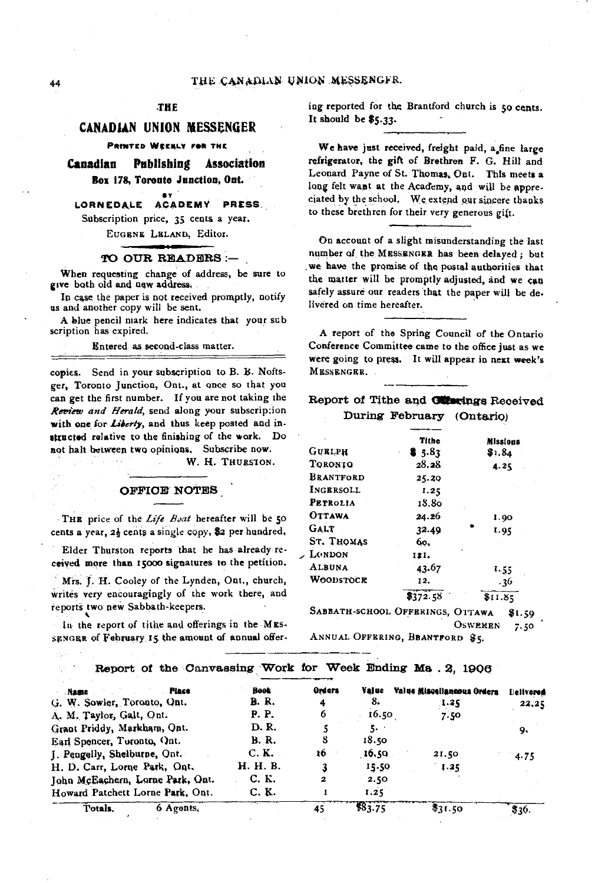THE

## CANADIAN UNION MESSENGER

PRINTED WEEKLY FOR THE

### Canadian Publishing Association

**Box 178, Toronto Junction, Ont.**

BY

LORNEDALE ACADEMY PRESS.

Subscription price, 35 cents a year.

EUGENE LELAND, Editor.

### TO OUR READERS :—

When requesting change of address, be sure to give both old and new address.

In case the paper is not received promptly, notify us and another copy will be sent.

A blue pencil mark here indicates that your sub scription has expired.

Entered as second-class matter.

copies. Send in your subscription to B. B. Noftsger, Toronto Junction, Ont., at once so that you can get the first number. If you are not taking the *Review and Herald*, send along your subscription with one for *Liberty*, and thus keep posted and instructed relative to the finishing of the work. Do not halt between two opinions. Subscribe now.

W. H. THURSTON.

### OFFICE NOTES

THE price of the *Life Boat* hereafter will be 50 cents a year, 2½ cents a single copy, $2 per hundred.

Elder Thurston reports that he has already received more than 15000 signatures to the petition.

Mrs. J. H. Cooley of the Lynden, Ont., church, writes very encouragingly of the work there, and reports two new Sabbath-keepers.

In the report of tithe and offerings in the MESSENGER of February 15 the amount of annual offering reported for the Brantford church is 50 cents. It should be $5.33.

We have just received, freight paid, a fine large refrigerator, the gift of Brethren F. G. Hill and Leonard Payne of St. Thomas, Ont. This meets a long felt want at the Academy, and will be appreciated by the school. We extend our sincere thanks to these brethren for their very generous gift.

On account of a slight misunderstanding the last number of the MESSENGER has been delayed; but we have the promise of the postal authorities that the matter will be promptly adjusted, and we can safely assure our readers that the paper will be delivered on time hereafter.

A report of the Spring Council of the Ontario Conference Committee came to the office just as we were going to press. It will appear in next week's MESSENGER.

### Report of Tithe and Offerings Received During February (Ontario)

| | Tithe | Missions |
|---|---|---|
| GUELPH | $ 5.83 | $1.84 |
| TORONTO | 28.28 | 4.25 |
| BRANTFORD | 25.20 | |
| INGERSOLL | 1.25 | |
| PETROLIA | 18.80 | |
| OTTAWA | 24.26 | 1.90 |
| GALT | 32.49 | 1.95 |
| ST. THOMAS | 60. | |
| LONDON | 121. | |
| ALBUNA | 43.67 | 1.55 |
| WOODSTOCK | 12. | .36 |
| | $372.58 | $11.85 |

SABBATH-SCHOOL OFFERINGS, OTTAWA $1.59

OSWEKEN 7.50

ANNUAL OFFERING, BRANTFORD $5.

### Report of the Canvassing Work for Week Ending Ma . 2, 1906

| Name | Place | Book | Orders | Value | Value Miscellaneous Orders | Delivered |
|---|---|---|---|---|---|---|
| G. W. Sowler, | Toronto, Ont. | B. R. | 4 | 8. | 1.25 | 22.25 |
| A. M. Taylor, | Galt, Ont. | P. P. | 6 | 16.50 | 7.50 | |
| Grant Priddy, | Markham, Ont. | D. R. | 5 | 5. | | 9. |
| Earl Spencer, | Toronto, Ont. | B. R. | 8 | 18.50 | | |
| J. Pengelly, | Shelburne, Ont. | C. K. | 16 | 16.50 | 21.50 | 4.75 |
| H. D. Carr, | Lorne Park, Ont. | H. H. B. | 3 | 15.50 | 1.25 | |
| John McEachern, | Lorne Park, Ont. | C. K. | 2 | 2.50 | | |
| Howard Patchett | Lorne Park, Ont. | C. K. | 1 | 1.25 | | |
| Totals. | 6 Agents, | | 45 | $83.75 | $31.50 | $36. |